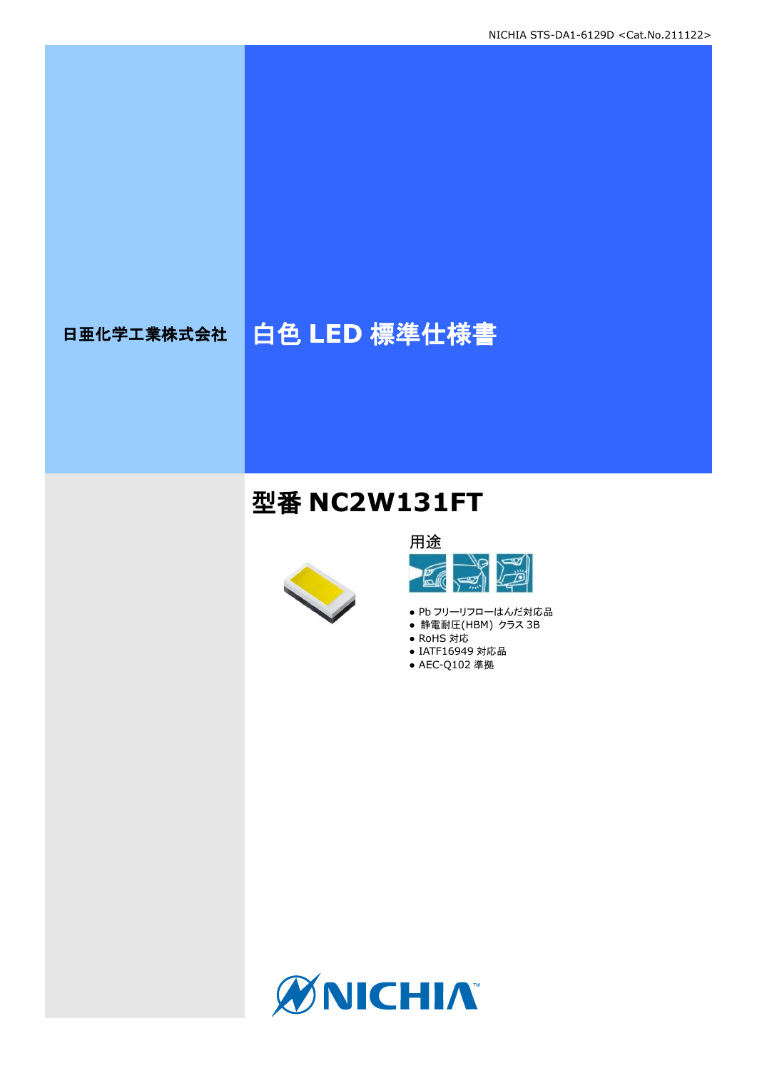NICHIA STS-DA1-6129D <Cat.No.211122>

日亜化学工業株式会社

# 白色 LED 標準仕様書

## 型番 NC2W131FT

用途

- Pb フリーリフローはんだ対応品
- 静電耐圧(HBM) クラス 3B
- RoHS 対応
- IATF16949 対応品
- AEC-Q102 準拠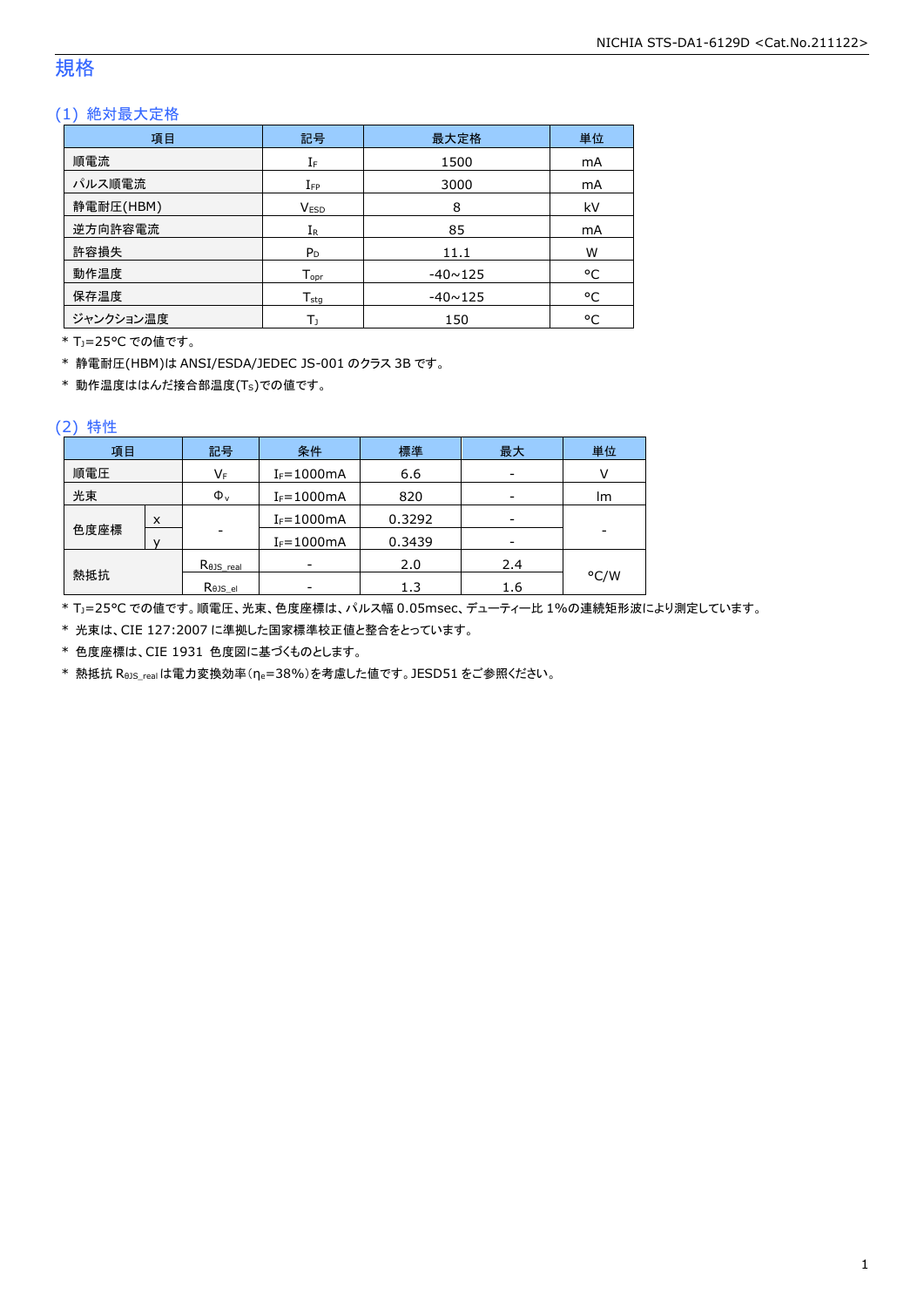# 規格

## (1) 絶対最大定格

| 項目 | 記号 | 最大定格 | 単位 |
|---|---|---|---|
| 順電流 | $I_F$ | 1500 | mA |
| パルス順電流 | $I_{FP}$ | 3000 | mA |
| 静電耐圧(HBM) | $V_{ESD}$ | 8 | kV |
| 逆方向許容電流 | $I_R$ | 85 | mA |
| 許容損失 | $P_D$ | 11.1 | W |
| 動作温度 | $T_{opr}$ | -40~125 | °C |
| 保存温度 | $T_{stg}$ | -40~125 | °C |
| ジャンクション温度 | $T_J$ | 150 | °C |

\* $T_J$=25°C での値です。

\* 静電耐圧(HBM)は ANSI/ESDA/JEDEC JS-001 のクラス 3B です。

\* 動作温度ははんだ接合部温度($T_S$)での値です。

## (2) 特性

| 項目 | | 記号 | 条件 | 標準 | 最大 | 単位 |
|---|---|---|---|---|---|---|
| 順電圧 | | $V_F$ | $I_F$=1000mA | 6.6 | - | V |
| 光束 | | $\Phi_v$ | $I_F$=1000mA | 820 | - | lm |
| 色度座標 | x | - | $I_F$=1000mA | 0.3292 | - | - |
| | y | | $I_F$=1000mA | 0.3439 | - | |
| 熱抵抗 | | $R_{\theta JS\_real}$ | - | 2.0 | 2.4 | °C/W |
| | | $R_{\theta JS\_el}$ | - | 1.3 | 1.6 | |

\* $T_J$=25°C での値です。順電圧、光束、色度座標は、パルス幅 0.05msec、デューティー比 1%の連続矩形波により測定しています。

\* 光束は、CIE 127:2007 に準拠した国家標準校正値と整合をとっています。

\* 色度座標は、CIE 1931 色度図に基づくものとします。

\* 熱抵抗 $R_{\theta JS\_real}$ は電力変換効率($\eta_e$=38%)を考慮した値です。JESD51 をご参照ください。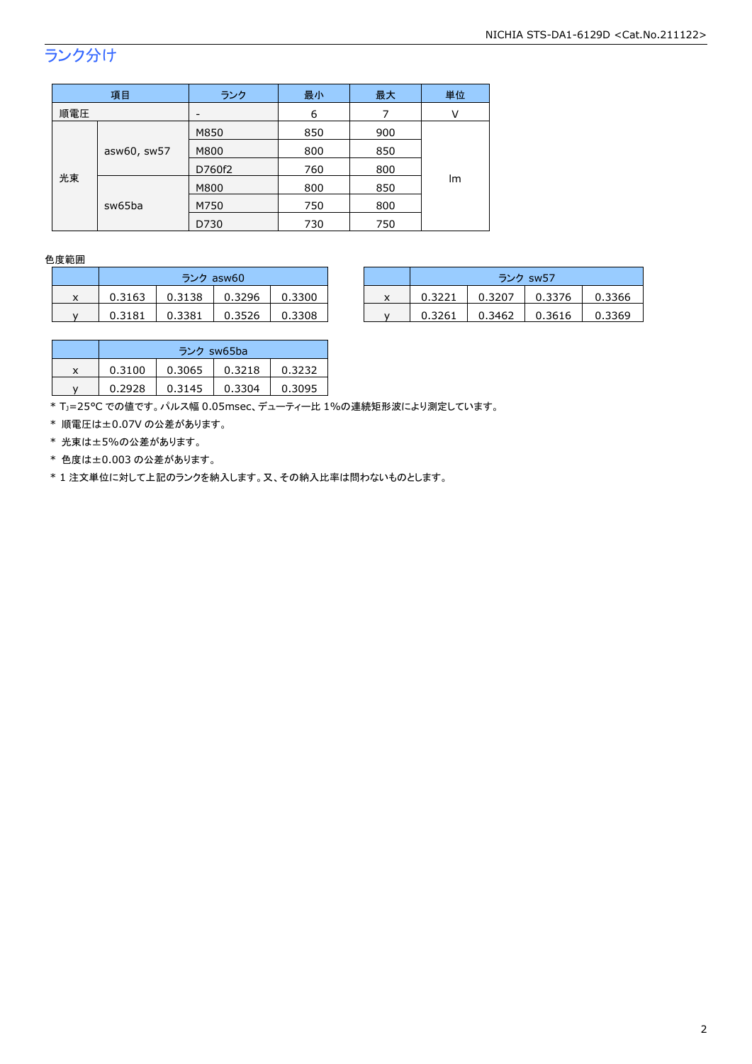## ランク分け

| 項目 | | ランク | 最小 | 最大 | 単位 |
|---|---|---|---|---|---|
| 順電圧 | | - | 6 | 7 | V |
| 光束 | asw60, sw57 | M850 | 850 | 900 | lm |
| | | M800 | 800 | 850 | |
| | | D760f2 | 760 | 800 | |
| | sw65ba | M800 | 800 | 850 | |
| | | M750 | 750 | 800 | |
| | | D730 | 730 | 750 | |

色度範囲

| | ランク asw60 | | | |
|---|---|---|---|---|
| x | 0.3163 | 0.3138 | 0.3296 | 0.3300 |
| y | 0.3181 | 0.3381 | 0.3526 | 0.3308 |

| | ランク sw57 | | | |
|---|---|---|---|---|
| x | 0.3221 | 0.3207 | 0.3376 | 0.3366 |
| y | 0.3261 | 0.3462 | 0.3616 | 0.3369 |

| | ランク sw65ba | | | |
|---|---|---|---|---|
| x | 0.3100 | 0.3065 | 0.3218 | 0.3232 |
| y | 0.2928 | 0.3145 | 0.3304 | 0.3095 |

* $T_J$=25°C での値です。パルス幅 0.05msec、デューティー比 1%の連続矩形波により測定しています。
* 順電圧は±0.07V の公差があります。
* 光束は±5%の公差があります。
* 色度は±0.003 の公差があります。
* 1 注文単位に対して上記のランクを納入します。又、その納入比率は問わないものとします。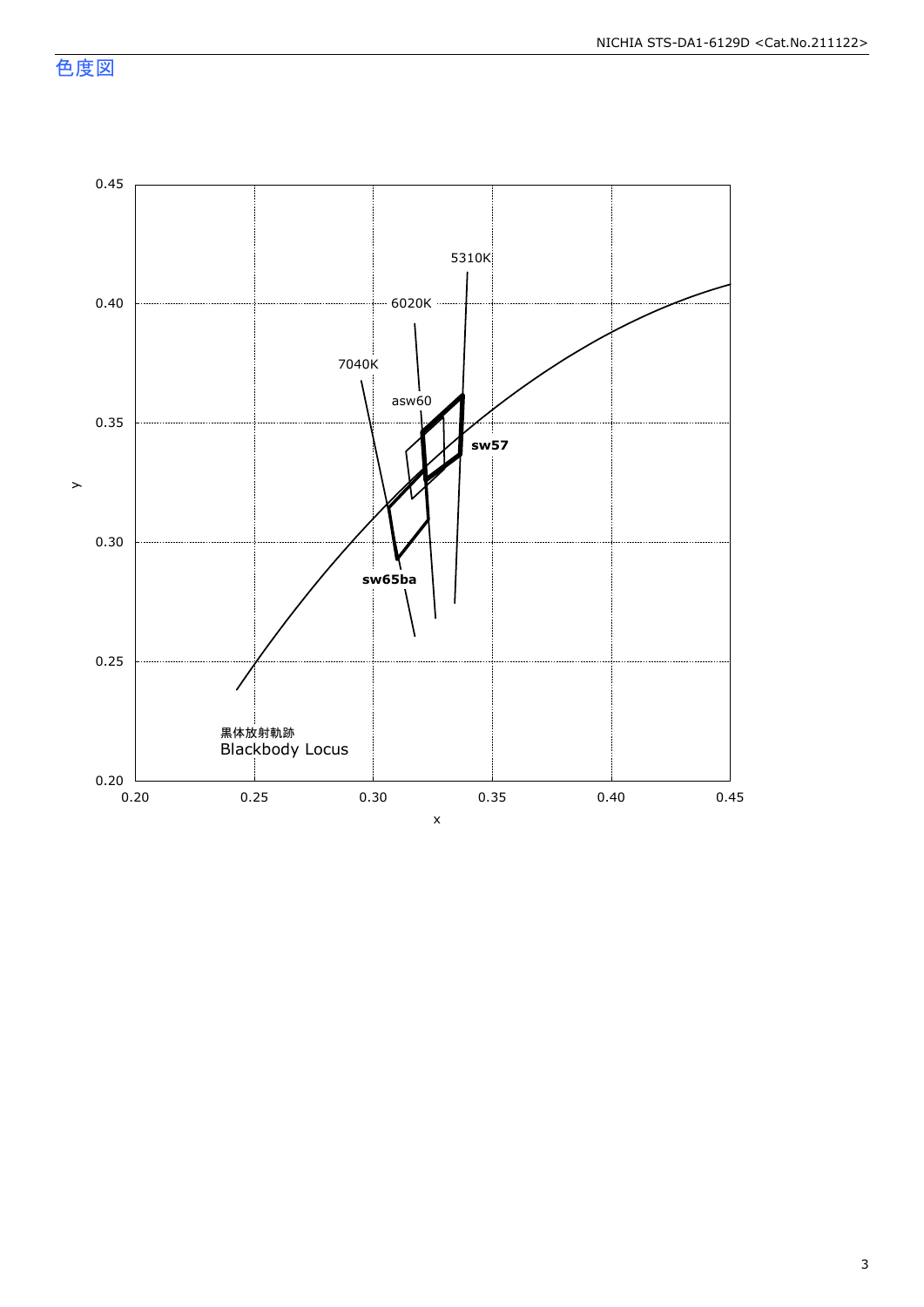## 色度図

0.45
0.40
0.35
0.30
0.25
0.20

y

0.20 0.25 0.30 0.35 0.40 0.45

x

5310K
6020K
7040K
asw60
sw57
sw65ba

黒体放射軌跡
Blackbody Locus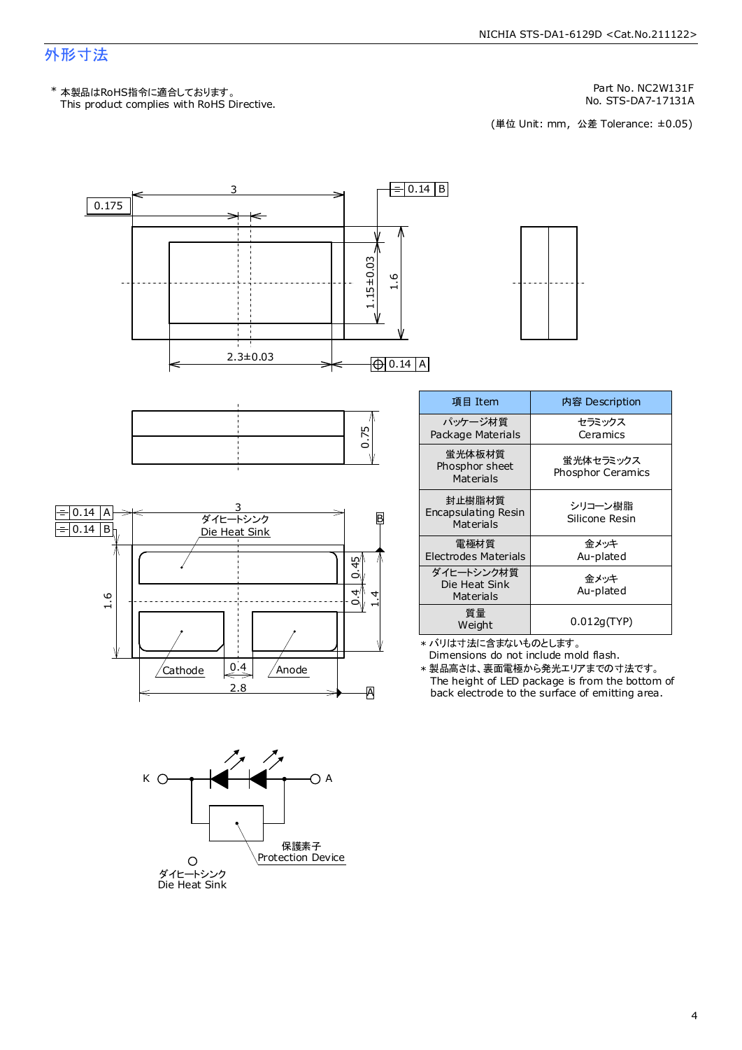# 外形寸法

\* 本製品はRoHS指令に適合しております。
This product complies with RoHS Directive.

Part No. NC2W131F
No. STS-DA7-17131A

(単位 Unit: mm, 公差 Tolerance: ±0.05)

| 項目 Item | 内容 Description |
|---|---|
| パッケージ材質 Package Materials | セラミックス Ceramics |
| 蛍光体板材質 Phosphor sheet Materials | 蛍光体セラミックス Phosphor Ceramics |
| 封止樹脂材質 Encapsulating Resin Materials | シリコーン樹脂 Silicone Resin |
| 電極材質 Electrodes Materials | 金メッキ Au-plated |
| ダイヒートシンク材質 Die Heat Sink Materials | 金メッキ Au-plated |
| 質量 Weight | 0.012g(TYP) |

\* バリは寸法に含まないものとします。
Dimensions do not include mold flash.

\* 製品高さは、裏面電極から発光エリアまでの寸法です。
The height of LED package is from the bottom of back electrode to the surface of emitting area.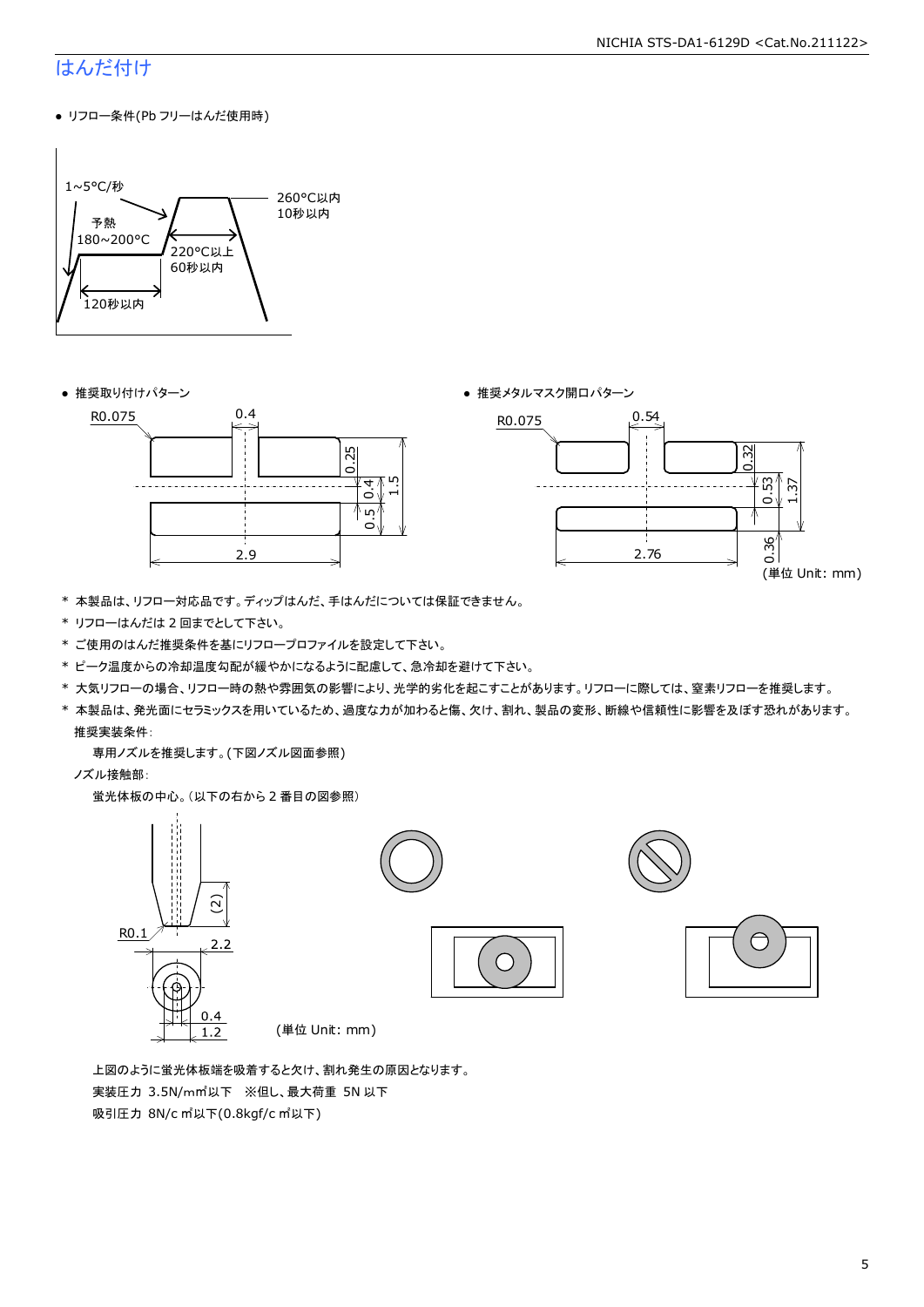## はんだ付け

- リフロー条件(Pb フリーはんだ使用時)

1~5°C/秒
予熱
180~200°C
120秒以内
220°C以上
60秒以内
260°C以内
10秒以内

- 推奨取り付けパターン

R0.075
0.4
0.25
0.4
1.5
0.5
2.9

- 推奨メタルマスク開口パターン

R0.075
0.54
0.32
0.53
1.37
0.36
2.76

(単位 Unit: mm)

\* 本製品は、リフロー対応品です。ディップはんだ、手はんだについては保証できません。
\* リフローはんだは 2 回までとして下さい。
\* ご使用のはんだ推奨条件を基にリフロープロファイルを設定して下さい。
\* ピーク温度からの冷却温度勾配が緩やかになるように配慮して、急冷却を避けて下さい。
\* 大気リフローの場合、リフロー時の熱や雰囲気の影響により、光学的劣化を起こすことがあります。リフローに際しては、窒素リフローを推奨します。
\* 本製品は、発光面にセラミックスを用いているため、過度な力が加わると傷、欠け、割れ、製品の変形、断線や信頼性に影響を及ぼす恐れがあります。

推奨実装条件:

専用ノズルを推奨します。(下図ノズル図面参照)

ノズル接触部:

蛍光体板の中心。(以下の右から 2 番目の図参照)

(2)
R0.1
2.2
0.4
1.2

(単位 Unit: mm)

上図のように蛍光体板端を吸着すると欠け、割れ発生の原因となります。

実装圧力 3.5N/mm²以下 ※但し、最大荷重 5N 以下

吸引圧力 8N/cm²以下(0.8kgf/cm²以下)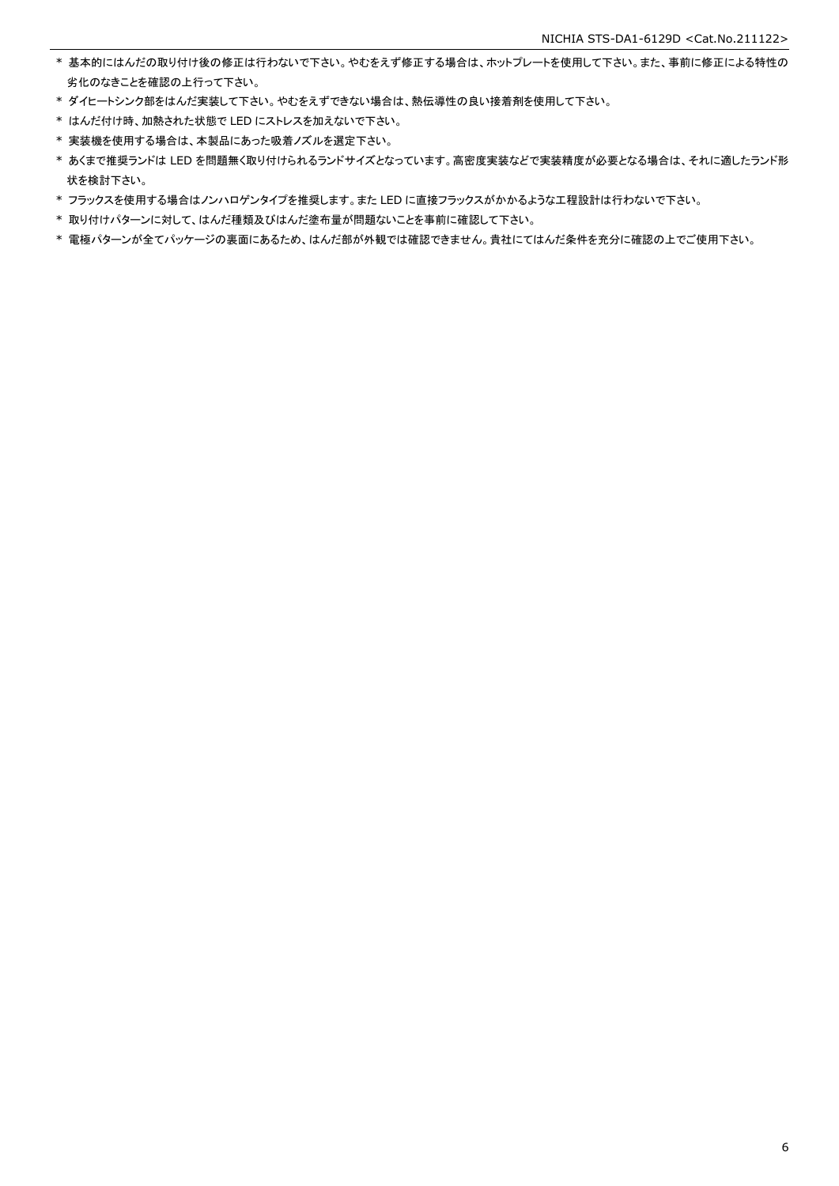* 基本的にはんだの取り付け後の修正は行わないで下さい。やむをえず修正する場合は、ホットプレートを使用して下さい。また、事前に修正による特性の劣化のなきことを確認の上行って下さい。
* ダイヒートシンク部をはんだ実装して下さい。やむをえずできない場合は、熱伝導性の良い接着剤を使用して下さい。
* はんだ付け時、加熱された状態で LED にストレスを加えないで下さい。
* 実装機を使用する場合は、本製品にあった吸着ノズルを選定下さい。
* あくまで推奨ランドは LED を問題無く取り付けられるランドサイズとなっています。高密度実装などで実装精度が必要となる場合は、それに適したランド形状を検討下さい。
* フラックスを使用する場合はノンハロゲンタイプを推奨します。また LED に直接フラックスがかかるような工程設計は行わないで下さい。
* 取り付けパターンに対して、はんだ種類及びはんだ塗布量が問題ないことを事前に確認して下さい。
* 電極パターンが全てパッケージの裏面にあるため、はんだ部が外観では確認できません。貴社にてはんだ条件を充分に確認の上でご使用下さい。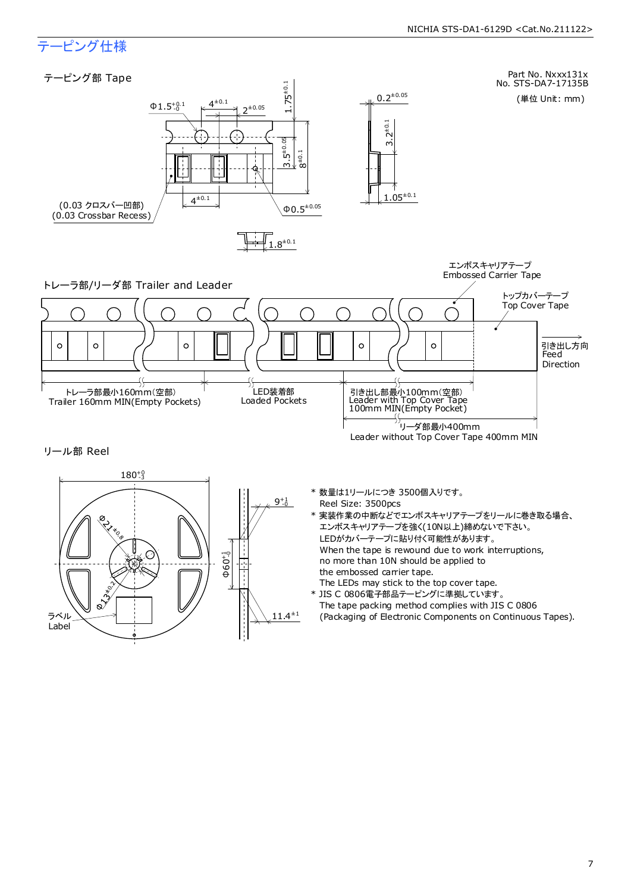# テーピング仕様

## テーピング部 Tape

Part No. Nxxx131x
No. STS-DA7-17135B

(単位 Unit: mm)

$\Phi 1.5^{+0.1}_{-0}$

$4^{\pm 0.1}$

$2^{\pm 0.05}$

$1.75^{\pm 0.1}$

$3.5^{\pm 0.05}$

$8^{\pm 0.1}$

$0.2^{\pm 0.05}$

$3.2^{\pm 0.1}$

$1.05^{\pm 0.1}$

(0.03 クロスバー凹部)
(0.03 Crossbar Recess)

$4^{\pm 0.1}$

$\Phi 0.5^{\pm 0.05}$

$1.8^{\pm 0.1}$

## トレーラ部/リーダ部 Trailer and Leader

エンボスキャリアテープ
Embossed Carrier Tape

トップカバーテープ
Top Cover Tape

引き出し方向
Feed
Direction

トレーラ部最小160mm(空部)
Trailer 160mm MIN(Empty Pockets)

LED装着部
Loaded Pockets

引き出し部最小100mm(空部)
Leader with Top Cover Tape
100mm MIN(Empty Pocket)

リーダ部最小400mm
Leader without Top Cover Tape 400mm MIN

## リール部 Reel

$180^{+0}_{-3}$

$\Phi 21^{\pm 0.8}$

$\Phi 13^{\pm 0.2}$

$9^{+1}_{-0}$

$\Phi 60^{+1}_{-0}$

$11.4^{\pm 1}$

ラベル
Label

- \* 数量は1リールにつき 3500個入りです。
  Reel Size: 3500pcs
- \* 実装作業の中断などでエンボスキャリアテープをリールに巻き取る場合、
  エンボスキャリアテープを強く(10N以上)締めないで下さい。
  LEDがカバーテープに貼り付く可能性があります。
  When the tape is rewound due to work interruptions,
  no more than 10N should be applied to
  the embossed carrier tape.
  The LEDs may stick to the top cover tape.
- \* JIS C 0806電子部品テーピングに準拠しています。
  The tape packing method complies with JIS C 0806
  (Packaging of Electronic Components on Continuous Tapes).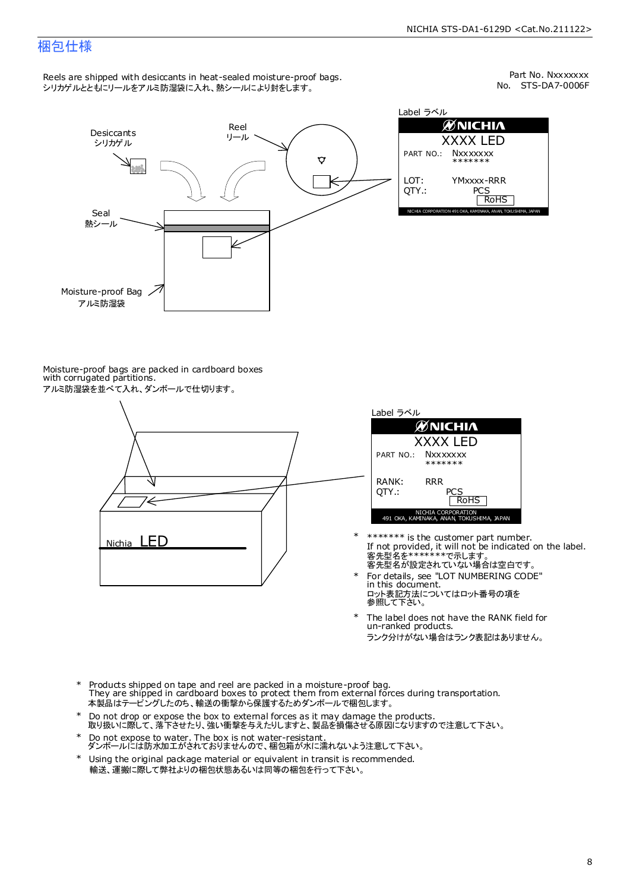# 梱包仕様

Reels are shipped with desiccants in heat-sealed moisture-proof bags.
シリカゲルとともにリールをアルミ防湿袋に入れ、熱シールにより封をします。

Part No. Nxxxxxxx
No. STS-DA7-0006F

Desiccants
シリカゲル

Reel
リール

Seal
熱シール

Moisture-proof Bag
アルミ防湿袋

Label ラベル

NICHIA
XXXX LED
PART NO.: Nxxxxxxx
*******
LOT: YMxxxx-RRR
QTY.: PCS
RoHS
NICHIA CORPORATION 491 OKA, KAMINAKA, ANAN, TOKUSHIMA, JAPAN

Moisture-proof bags are packed in cardboard boxes with corrugated partitions.
アルミ防湿袋を並べて入れ、ダンボールで仕切ります。

Nichia LED

Label ラベル

NICHIA
XXXX LED
PART NO.: Nxxxxxxx
*******
RANK: RRR
QTY.: PCS
RoHS
NICHIA CORPORATION
491 OKA, KAMINAKA, ANAN, TOKUSHIMA, JAPAN

- \* ******* is the customer part number.
  If not provided, it will not be indicated on the label.
  客先型名を*******で示します。
  客先型名が設定されていない場合は空白です。
- \* For details, see "LOT NUMBERING CODE" in this document.
  ロット表記方法についてはロット番号の項を参照して下さい。
- \* The label does not have the RANK field for un-ranked products.
  ランク分けがない場合はランク表記はありません。

- \* Products shipped on tape and reel are packed in a moisture-proof bag.
  They are shipped in cardboard boxes to protect them from external forces during transportation.
  本製品はテーピングしたのち、輸送の衝撃から保護するためダンボールで梱包します。
- \* Do not drop or expose the box to external forces as it may damage the products.
  取り扱いに際して、落下させたり、強い衝撃を与えたりしますと、製品を損傷させる原因になりますので注意して下さい。
- \* Do not expose to water. The box is not water-resistant.
  ダンボールには防水加工がされておりませんので、梱包箱が水に濡れないよう注意して下さい。
- \* Using the original package material or equivalent in transit is recommended.
  輸送、運搬に際して弊社よりの梱包状態あるいは同等の梱包を行って下さい。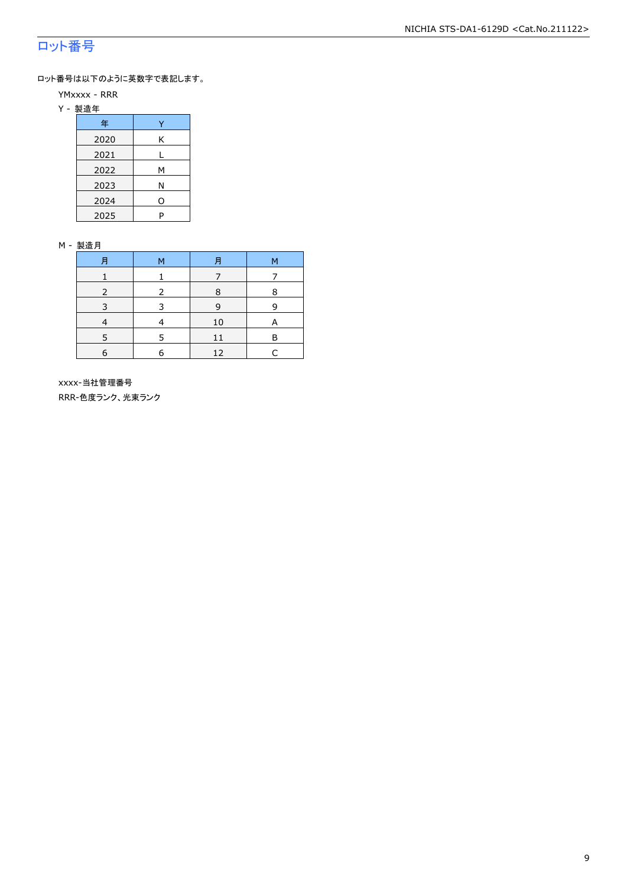## ロット番号

ロット番号は以下のように英数字で表記します。

YMxxxx - RRR

Y - 製造年

| 年 | Y |
|---|---|
| 2020 | K |
| 2021 | L |
| 2022 | M |
| 2023 | N |
| 2024 | O |
| 2025 | P |

M - 製造月

| 月 | M | 月 | M |
|---|---|---|---|
| 1 | 1 | 7 | 7 |
| 2 | 2 | 8 | 8 |
| 3 | 3 | 9 | 9 |
| 4 | 4 | 10 | A |
| 5 | 5 | 11 | B |
| 6 | 6 | 12 | C |

xxxx-当社管理番号

RRR-色度ランク、光束ランク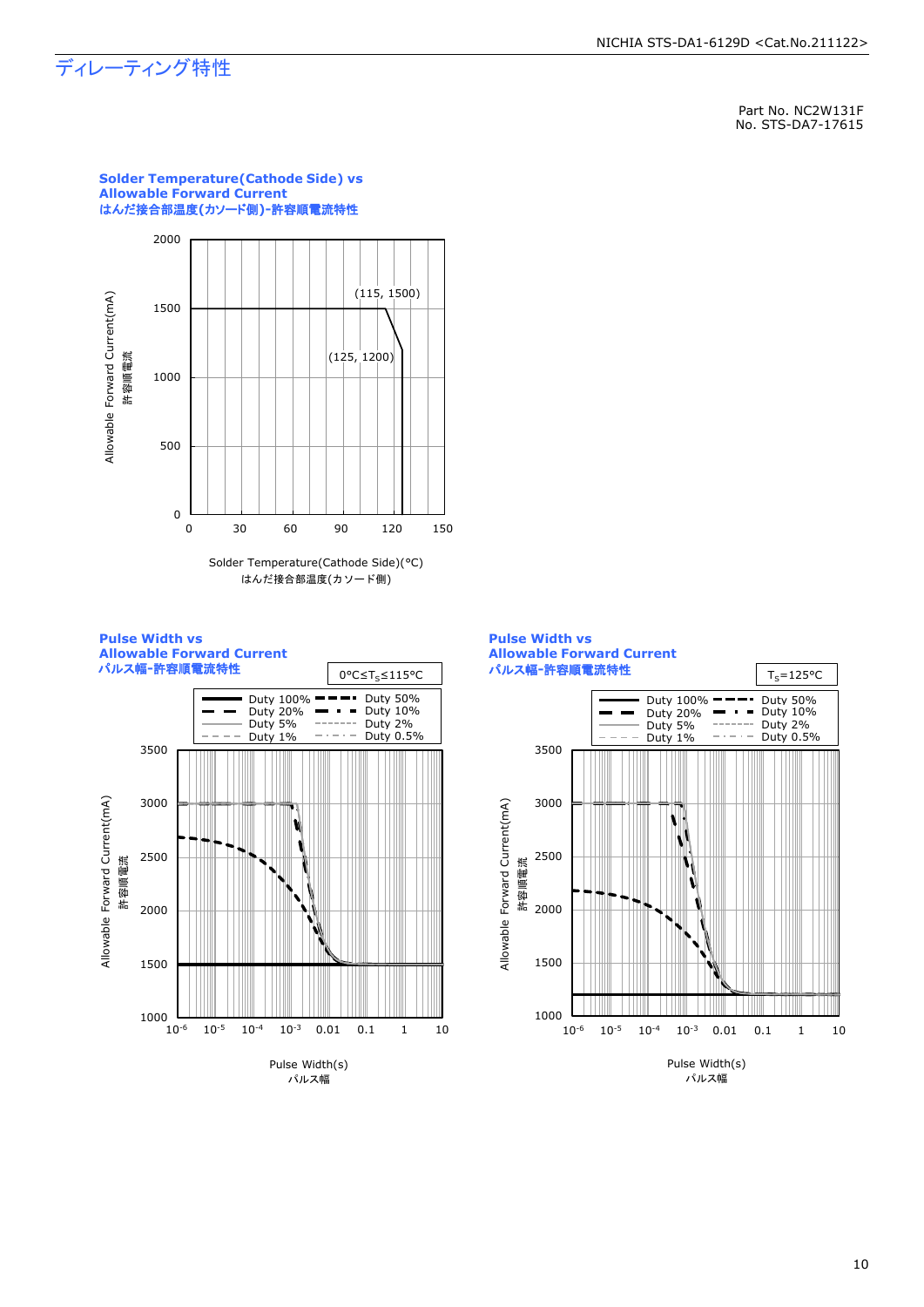# ディレーティング特性

Part No. NC2W131F
No. STS-DA7-17615

**Solder Temperature(Cathode Side) vs Allowable Forward Current**
**はんだ接合部温度(カソード側)-許容順電流特性**

Allowable Forward Current(mA)
許容順電流

(115, 1500)
(125, 1200)

Solder Temperature(Cathode Side)(°C)
はんだ接合部温度(カソード側)

**Pulse Width vs Allowable Forward Current**
**パルス幅-許容順電流特性**

$0°C \leq T_S \leq 115°C$

Duty 100% / Duty 50% / Duty 20% / Duty 10% / Duty 5% / Duty 2% / Duty 1% / Duty 0.5%

Allowable Forward Current(mA)
許容順電流

Pulse Width(s)
パルス幅

**Pulse Width vs Allowable Forward Current**
**パルス幅-許容順電流特性**

$T_S=125°C$

Duty 100% / Duty 50% / Duty 20% / Duty 10% / Duty 5% / Duty 2% / Duty 1% / Duty 0.5%

Allowable Forward Current(mA)
許容順電流

Pulse Width(s)
パルス幅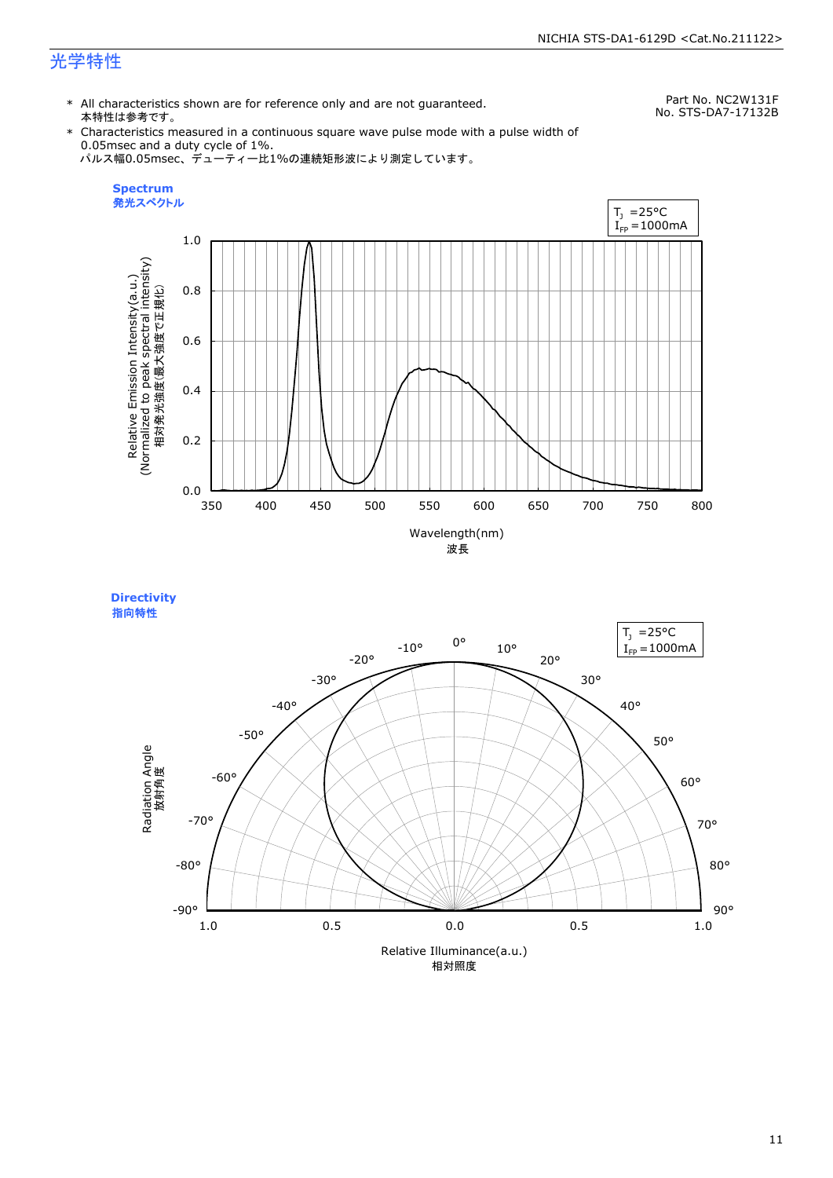# 光学特性

Part No. NC2W131F
No. STS-DA7-17132B

\* All characteristics shown are for reference only and are not guaranteed.
本特性は参考です。

\* Characteristics measured in a continuous square wave pulse mode with a pulse width of 0.05msec and a duty cycle of 1%.
パルス幅0.05msec、デューティー比1%の連続矩形波により測定しています。

**Spectrum**
**発光スペクトル**

$T_J$ =25°C
$I_{FP}$ =1000mA

Relative Emission Intensity(a.u.)
(Normalized to peak spectral intensity)
相対発光強度(最大強度で正規化)

Wavelength(nm)
波長

**Directivity**
**指向特性**

$T_J$ =25°C
$I_{FP}$ =1000mA

Radiation Angle
放射角度

Relative Illuminance(a.u.)
相対照度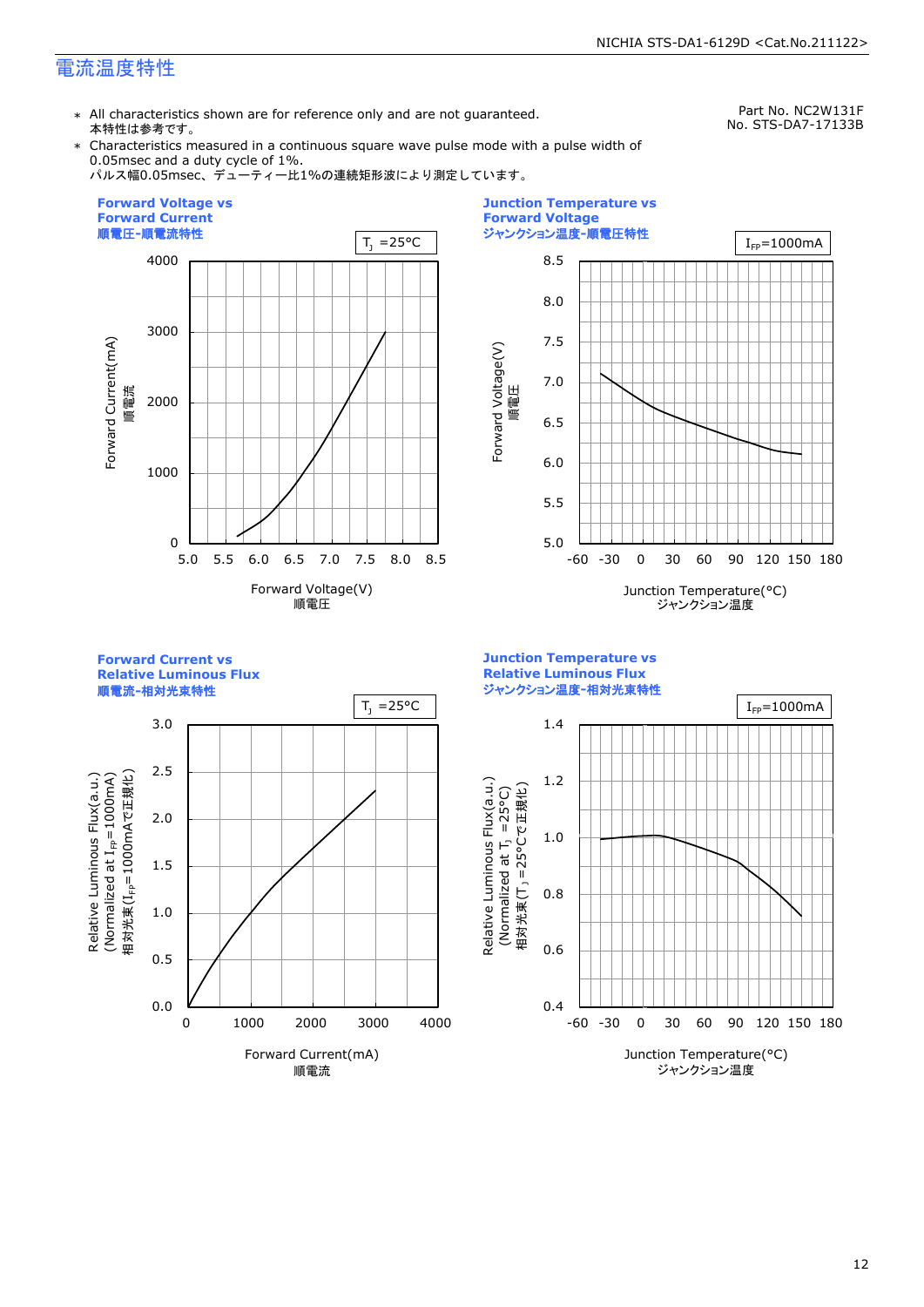# 電流温度特性

Part No. NC2W131F
No. STS-DA7-17133B

- All characteristics shown are for reference only and are not guaranteed.
  本特性は参考です。
- Characteristics measured in a continuous square wave pulse mode with a pulse width of 0.05msec and a duty cycle of 1%.
  パルス幅0.05msec、デューティー比1%の連続矩形波により測定しています。

**Forward Voltage vs Forward Current**
**順電圧-順電流特性**

$T_J$ =25°C

Forward Current(mA) 順電流
Forward Voltage(V) 順電圧

**Junction Temperature vs Forward Voltage**
**ジャンクション温度-順電圧特性**

$I_{FP}$=1000mA

Forward Voltage(V) 順電圧
Junction Temperature(°C) ジャンクション温度

**Forward Current vs Relative Luminous Flux**
**順電流-相対光束特性**

$T_J$ =25°C

Relative Luminous Flux(a.u.) (Normalized at $I_{FP}$=1000mA) 相対光束($I_{FP}$=1000mAで正規化)
Forward Current(mA) 順電流

**Junction Temperature vs Relative Luminous Flux**
**ジャンクション温度-相対光束特性**

$I_{FP}$=1000mA

Relative Luminous Flux(a.u.) (Normalized at $T_J$ =25°C) 相対光束($T_J$ =25°Cで正規化)
Junction Temperature(°C) ジャンクション温度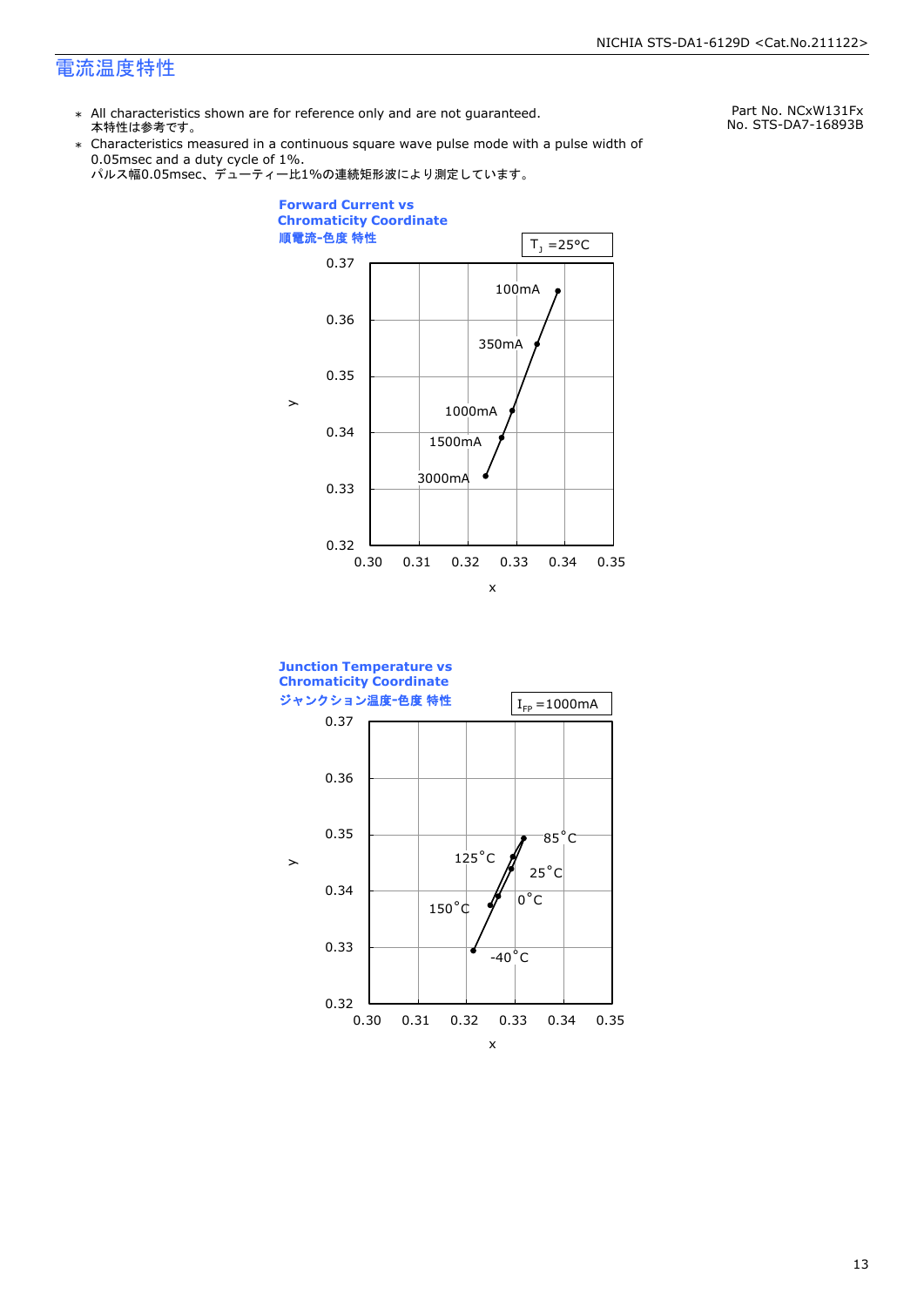# 電流温度特性

Part No. NCxW131Fx
No. STS-DA7-16893B

* All characteristics shown are for reference only and are not guaranteed.
  本特性は参考です。
* Characteristics measured in a continuous square wave pulse mode with a pulse width of 0.05msec and a duty cycle of 1%.
  パルス幅0.05msec、デューティー比1%の連続矩形波により測定しています。

**Forward Current vs Chromaticity Coordinate**
**順電流-色度 特性**

$T_J$ =25°C

y axis: 0.32 – 0.37; x axis: 0.30 – 0.35

Data labels: 100mA, 350mA, 1000mA, 1500mA, 3000mA

**Junction Temperature vs Chromaticity Coordinate**
**ジャンクション温度-色度 特性**

$I_{FP}$ =1000mA

y axis: 0.32 – 0.37; x axis: 0.30 – 0.35

Data labels: 85°C, 125°C, 25°C, 0°C, 150°C, -40°C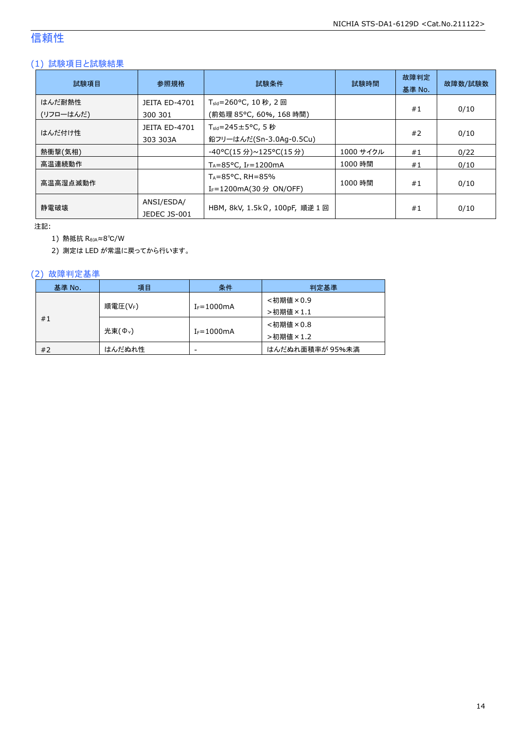# 信頼性

## (1) 試験項目と試験結果

| 試験項目 | 参照規格 | 試験条件 | 試験時間 | 故障判定基準 No. | 故障数/試験数 |
|---|---|---|---|---|---|
| はんだ耐熱性 (リフローはんだ) | JEITA ED-4701 300 301 | $T_{sld}$=260°C, 10 秒, 2 回 (前処理 85°C, 60%, 168 時間) | | #1 | 0/10 |
| はんだ付け性 | JEITA ED-4701 303 303A | $T_{sld}$=245±5°C, 5 秒 鉛フリーはんだ(Sn-3.0Ag-0.5Cu) | | #2 | 0/10 |
| 熱衝撃(気相) | | -40°C(15 分)~125°C(15 分) | 1000 サイクル | #1 | 0/22 |
| 高温連続動作 | | $T_A$=85°C, $I_F$=1200mA | 1000 時間 | #1 | 0/10 |
| 高温高湿点滅動作 | | $T_A$=85°C、RH=85% $I_F$=1200mA(30 分 ON/OFF) | 1000 時間 | #1 | 0/10 |
| 静電破壊 | ANSI/ESDA/ JEDEC JS-001 | HBM, 8kV, 1.5kΩ, 100pF, 順逆 1 回 | | #1 | 0/10 |

注記:

1) 熱抵抗 $R_{θJA}$≈8℃/W
2) 測定は LED が常温に戻ってから行います。

## (2) 故障判定基準

| 基準 No. | 項目 | 条件 | 判定基準 |
|---|---|---|---|
| #1 | 順電圧($V_F$) | $I_F$=1000mA | <初期値×0.9 >初期値×1.1 |
| | 光束($Φ_v$) | $I_F$=1000mA | <初期値×0.8 >初期値×1.2 |
| #2 | はんだぬれ性 | - | はんだぬれ面積率が 95%未満 |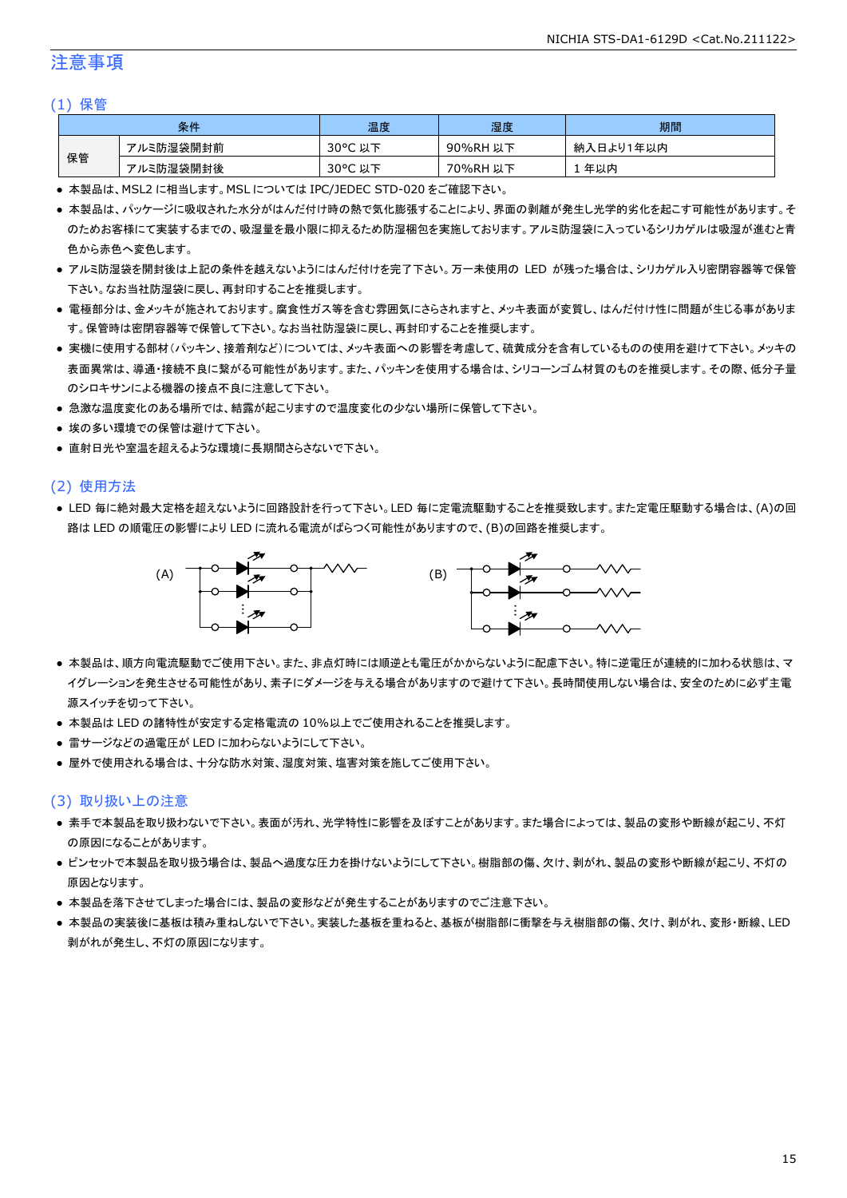# 注意事項

## (1) 保管

| 条件 | | 温度 | 湿度 | 期間 |
|---|---|---|---|---|
| 保管 | アルミ防湿袋開封前 | 30°C 以下 | 90%RH 以下 | 納入日より1年以内 |
| | アルミ防湿袋開封後 | 30°C 以下 | 70%RH 以下 | 1 年以内 |

- 本製品は、MSL2 に相当します。MSL については IPC/JEDEC STD-020 をご確認下さい。
- 本製品は、パッケージに吸収された水分がはんだ付け時の熱で気化膨張することにより、界面の剥離が発生し光学的劣化を起こす可能性があります。そのためお客様にて実装するまでの、吸湿量を最小限に抑えるため防湿梱包を実施しております。アルミ防湿袋に入っているシリカゲルは吸湿が進むと青色から赤色へ変色します。
- アルミ防湿袋を開封後は上記の条件を越えないようにはんだ付けを完了下さい。万一未使用の LED が残った場合は、シリカゲル入り密閉容器等で保管下さい。なお当社防湿袋に戻し、再封印することを推奨します。
- 電極部分は、金メッキが施されております。腐食性ガス等を含む雰囲気にさらされますと、メッキ表面が変質し、はんだ付け性に問題が生じる事があります。保管時は密閉容器等で保管して下さい。なお当社防湿袋に戻し、再封印することを推奨します。
- 実機に使用する部材（パッキン、接着剤など）については、メッキ表面への影響を考慮して、硫黄成分を含有しているものの使用を避けて下さい。メッキの表面異常は、導通・接続不良に繋がる可能性があります。また、パッキンを使用する場合は、シリコーンゴム材質のものを推奨します。その際、低分子量のシロキサンによる機器の接点不良に注意して下さい。
- 急激な温度変化のある場所では、結露が起こりますので温度変化の少ない場所に保管して下さい。
- 埃の多い環境での保管は避けて下さい。
- 直射日光や室温を超えるような環境に長期間さらさないで下さい。

## (2) 使用方法

- LED 毎に絶対最大定格を超えないように回路設計を行って下さい。LED 毎に定電流駆動することを推奨致します。また定電圧駆動する場合は、(A)の回路は LED の順電圧の影響により LED に流れる電流がばらつく可能性がありますので、(B)の回路を推奨します。

(A) (B)

- 本製品は、順方向電流駆動でご使用下さい。また、非点灯時には順逆とも電圧がかからないように配慮下さい。特に逆電圧が連続的に加わる状態は、マイグレーションを発生させる可能性があり、素子にダメージを与える場合がありますので避けて下さい。長時間使用しない場合は、安全のために必ず主電源スイッチを切って下さい。
- 本製品は LED の諸特性が安定する定格電流の 10%以上でご使用されることを推奨します。
- 雷サージなどの過電圧が LED に加わらないようにして下さい。
- 屋外で使用される場合は、十分な防水対策、湿度対策、塩害対策を施してご使用下さい。

## (3) 取り扱い上の注意

- 素手で本製品を取り扱わないで下さい。表面が汚れ、光学特性に影響を及ぼすことがあります。また場合によっては、製品の変形や断線が起こり、不灯の原因になることがあります。
- ピンセットで本製品を取り扱う場合は、製品へ過度な圧力を掛けないようにして下さい。樹脂部の傷、欠け、剥がれ、製品の変形や断線が起こり、不灯の原因となります。
- 本製品を落下させてしまった場合には、製品の変形などが発生することがありますのでご注意下さい。
- 本製品の実装後に基板は積み重ねしないで下さい。実装した基板を重ねると、基板が樹脂部に衝撃を与え樹脂部の傷、欠け、剥がれ、変形・断線、LED 剥がれが発生し、不灯の原因になります。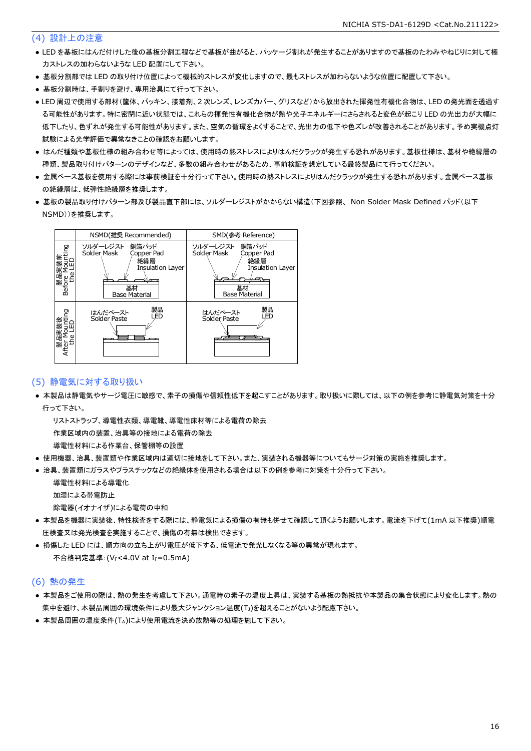## (4) 設計上の注意

- LED を基板にはんだ付けした後の基板分割工程などで基板が曲がると、パッケージ割れが発生することがありますので基板のたわみやねじりに対して極力ストレスの加わらないような LED 配置にして下さい。
- 基板分割部では LED の取り付け位置によって機械的ストレスが変化しますので、最もストレスが加わらないような位置に配置して下さい。
- 基板分割時は、手割りを避け、専用治具にて行って下さい。
- LED 周辺で使用する部材（筐体、パッキン、接着剤、2 次レンズ、レンズカバー、グリスなど）から放出された揮発性有機化合物は、LED の発光面を透過する可能性があります。特に密閉に近い状態では、これらの揮発性有機化合物が熱や光子エネルギーにさらされると変色が起こり LED の光出力が大幅に低下したり、色ずれが発生する可能性があります。また、空気の循環をよくすることで、光出力の低下や色ズレが改善されることがあります。予め実機点灯試験による光学評価で異常なきことの確認をお願いします。
- はんだ種類や基板仕様の組み合わせ等によっては、使用時の熱ストレスによりはんだクラックが発生する恐れがあります。基板仕様は、基材や絶縁層の種類、製品取り付けパターンのデザインなど、多数の組み合わせがあるため、事前検証を想定している最終製品にて行ってください。
- 金属ベース基板を使用する際には事前検証を十分行って下さい。使用時の熱ストレスによりはんだクラックが発生する恐れがあります。金属ベース基板の絶縁層は、低弾性絶縁層を推奨します。
- 基板の製品取り付けパターン部及び製品直下部には、ソルダーレジストがかからない構造（下図参照、 Non Solder Mask Defined パッド（以下 NSMD））を推奨します。

| | NSMD(推奨 Recommended) | SMD(参考 Reference) |
|---|---|---|
| 製品実装前 Before Mounting the LED | ソルダーレジスト Solder Mask / 銅箔パッド Copper Pad / 絶縁層 Insulation Layer / 基材 Base Material | ソルダーレジスト Solder Mask / 銅箔パッド Copper Pad / 絶縁層 Insulation Layer / 基材 Base Material |
| 製品実装後 After Mounting the LED | はんだペースト Solder Paste / 製品 LED | はんだペースト Solder Paste / 製品 LED |

## (5) 静電気に対する取り扱い

- 本製品は静電気やサージ電圧に敏感で、素子の損傷や信頼性低下を起こすことがあります。取り扱いに際しては、以下の例を参考に静電気対策を十分行って下さい。
  - リストストラップ、導電性衣類、導電靴、導電性床材等による電荷の除去
  - 作業区域内の装置、治具等の接地による電荷の除去
  - 導電性材料による作業台、保管棚等の設置
- 使用機器、治具、装置類や作業区域内は適切に接地をして下さい。また、実装される機器等についてもサージ対策の実施を推奨します。
- 治具、装置類にガラスやプラスチックなどの絶縁体を使用される場合は以下の例を参考に対策を十分行って下さい。
  - 導電性材料による導電化
  - 加湿による帯電防止
  - 除電器(イオナイザ)による電荷の中和
- 本製品を機器に実装後、特性検査をする際には、静電気による損傷の有無も併せて確認して頂くようお願いします。電流を下げて(1mA 以下推奨)順電圧検査又は発光検査を実施することで、損傷の有無は検出できます。
- 損傷した LED には、順方向の立ち上がり電圧が低下する、低電流で発光しなくなる等の異常が現れます。
  - 不合格判定基準：($V_F$<4.0V at $I_F$=0.5mA)

## (6) 熱の発生

- 本製品をご使用の際は、熱の発生を考慮して下さい。通電時の素子の温度上昇は、実装する基板の熱抵抗や本製品の集合状態により変化します。熱の集中を避け、本製品周囲の環境条件により最大ジャンクション温度($T_J$)を超えることがないよう配慮下さい。
- 本製品周囲の温度条件($T_A$)により使用電流を決め放熱等の処理を施して下さい。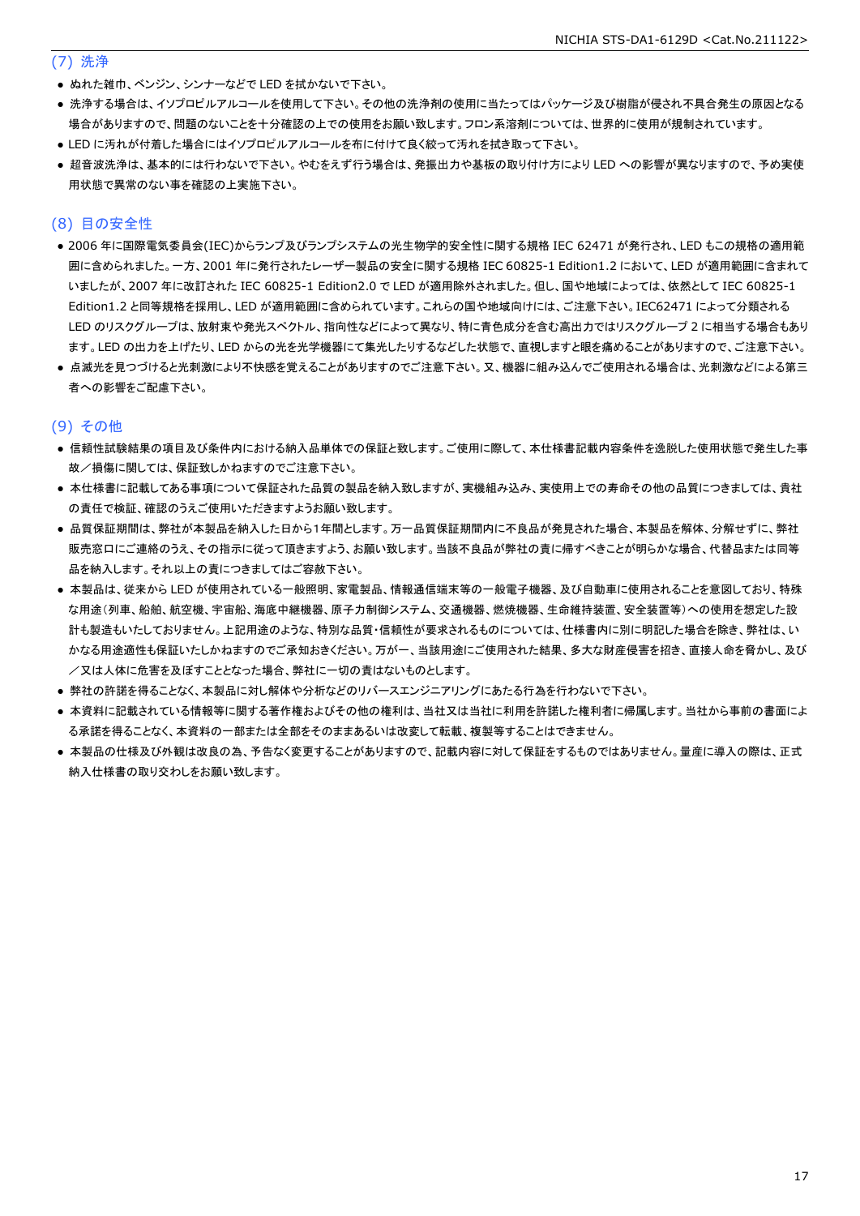### (7) 洗浄

- ぬれた雑巾、ベンジン、シンナーなどで LED を拭かないで下さい。
- 洗浄する場合は、イソプロピルアルコールを使用して下さい。その他の洗浄剤の使用に当たってはパッケージ及び樹脂が侵され不具合発生の原因となる場合がありますので、問題のないことを十分確認の上での使用をお願い致します。フロン系溶剤については、世界的に使用が規制されています。
- LED に汚れが付着した場合にはイソプロピルアルコールを布に付けて良く絞って汚れを拭き取って下さい。
- 超音波洗浄は、基本的には行わないで下さい。やむをえず行う場合は、発振出力や基板の取り付け方により LED への影響が異なりますので、予め実使用状態で異常のない事を確認の上実施下さい。

### (8) 目の安全性

- 2006 年に国際電気委員会(IEC)からランプ及びランプシステムの光生物学的安全性に関する規格 IEC 62471 が発行され、LED もこの規格の適用範囲に含められました。一方、2001 年に発行されたレーザー製品の安全に関する規格 IEC 60825-1 Edition1.2 において、LED が適用範囲に含まれていましたが、2007 年に改訂された IEC 60825-1 Edition2.0 で LED が適用除外されました。但し、国や地域によっては、依然として IEC 60825-1 Edition1.2 と同等規格を採用し、LED が適用範囲に含められています。これらの国や地域向けには、ご注意下さい。IEC62471 によって分類される LED のリスクグループは、放射束や発光スペクトル、指向性などによって異なり、特に青色成分を含む高出力ではリスクグループ 2 に相当する場合もあります。LED の出力を上げたり、LED からの光を光学機器にて集光したりするなどした状態で、直視しますと眼を痛めることがありますので、ご注意下さい。
- 点滅光を見つづけると光刺激により不快感を覚えることがありますのでご注意下さい。又、機器に組み込んでご使用される場合は、光刺激などによる第三者への影響をご配慮下さい。

### (9) その他

- 信頼性試験結果の項目及び条件内における納入品単体での保証と致します。ご使用に際して、本仕様書記載内容条件を逸脱した使用状態で発生した事故／損傷に関しては、保証致しかねますのでご注意下さい。
- 本仕様書に記載してある事項について保証された品質の製品を納入致しますが、実機組み込み、実使用上での寿命その他の品質につきましては、貴社の責任で検証、確認のうえご使用いただきますようお願い致します。
- 品質保証期間は、弊社が本製品を納入した日から1年間とします。万一品質保証期間内に不良品が発見された場合、本製品を解体、分解せずに、弊社販売窓口にご連絡のうえ、その指示に従って頂きますよう、お願い致します。当該不良品が弊社の責に帰すべきことが明らかな場合、代替品または同等品を納入します。それ以上の責につきましてはご容赦下さい。
- 本製品は、従来から LED が使用されている一般照明、家電製品、情報通信端末等の一般電子機器、及び自動車に使用されることを意図しており、特殊な用途（列車、船舶、航空機、宇宙船、海底中継機器、原子力制御システム、交通機器、燃焼機器、生命維持装置、安全装置等）への使用を想定した設計も製造もいたしておりません。上記用途のような、特別な品質・信頼性が要求されるものについては、仕様書内に別に明記した場合を除き、弊社は、いかなる用途適性も保証いたしかねますのでご承知おきください。万が一、当該用途にご使用された結果、多大な財産侵害を招き、直接人命を脅かし、及び／又は人体に危害を及ぼすこととなった場合、弊社に一切の責はないものとします。
- 弊社の許諾を得ることなく、本製品に対し解体や分析などのリバースエンジニアリングにあたる行為を行わないで下さい。
- 本資料に記載されている情報等に関する著作権およびその他の権利は、当社又は当社に利用を許諾した権利者に帰属します。当社から事前の書面による承諾を得ることなく、本資料の一部または全部をそのままあるいは改変して転載、複製等することはできません。
- 本製品の仕様及び外観は改良の為、予告なく変更することがありますので、記載内容に対して保証をするものではありません。量産に導入の際は、正式納入仕様書の取り交わしをお願い致します。